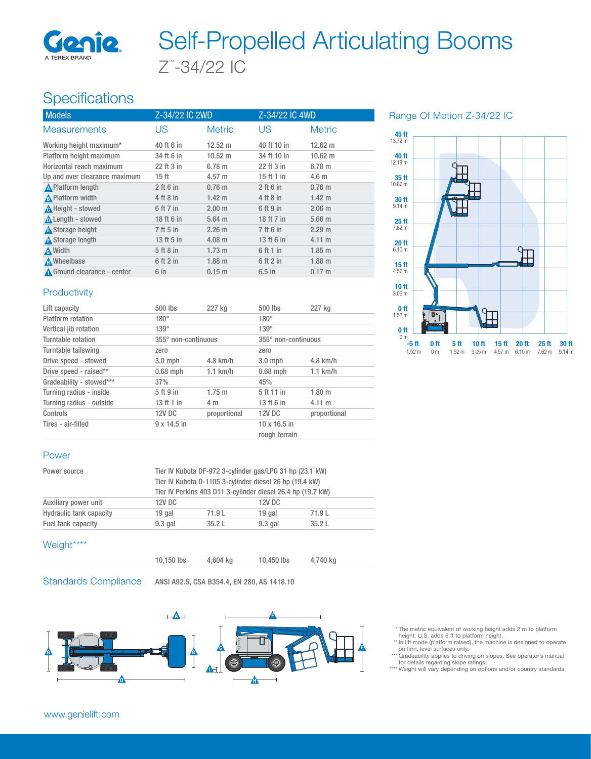# Self-Propelled Articulating Booms

## Z™-34/22 IC

## Specifications

| Models | Z-34/22 IC 2WD | | Z-34/22 IC 4WD | |
|---|---|---|---|---|
| Measurements | US | Metric | US | Metric |
| Working height maximum* | 40 ft 6 in | 12.52 m | 40 ft 10 in | 12.62 m |
| Platform height maximum | 34 ft 6 in | 10.52 m | 34 ft 10 in | 10.62 m |
| Horizontal reach maximum | 22 ft 3 in | 6.78 m | 22 ft 3 in | 6.78 m |
| Up and over clearance maximum | 15 ft | 4.57 m | 15 ft 1 in | 4.6 m |
| A Platform length | 2 ft 6 in | 0.76 m | 2 ft 6 in | 0.76 m |
| B Platform width | 4 ft 8 in | 1.42 m | 4 ft 8 in | 1.42 m |
| C Height - stowed | 6 ft 7 in | 2.00 m | 6 ft 9 in | 2.06 m |
| D Length - stowed | 18 ft 6 in | 5.64 m | 18 ft 7 in | 5.66 m |
| E Storage height | 7 ft 5 in | 2.26 m | 7 ft 6 in | 2.29 m |
| F Storage length | 13 ft 5 in | 4.08 m | 13 ft 6 in | 4.11 m |
| G Width | 5 ft 8 in | 1.73 m | 6 ft 1 in | 1.85 m |
| H Wheelbase | 6 ft 2 in | 1.88 m | 6 ft 2 in | 1.88 m |
| I Ground clearance - center | 6 in | 0.15 m | 6.5 in | 0.17 m |

### Productivity

| | | | | |
|---|---|---|---|---|
| Lift capacity | 500 lbs | 227 kg | 500 lbs | 227 kg |
| Platform rotation | 180° | | 180° | |
| Vertical jib rotation | 139° | | 139° | |
| Turntable rotation | 355° non-continuous | | 355° non-continuous | |
| Turntable tailswing | zero | | zero | |
| Drive speed - stowed | 3.0 mph | 4.8 km/h | 3.0 mph | 4.8 km/h |
| Drive speed - raised** | 0.68 mph | 1.1 km/h | 0.68 mph | 1.1 km/h |
| Gradeability - stowed*** | 37% | | 45% | |
| Turning radius - inside | 5 ft 9 in | 1.75 m | 5 ft 11 in | 1.80 m |
| Turning radius - outside | 13 ft 1 in | 4 m | 13 ft 6 in | 4.11 m |
| Controls | 12V DC | proportional | 12V DC | proportional |
| Tires - air-filled | 9 x 14.5 in | | 10 x 16.5 in rough terrain | |

### Power

| | | | | |
|---|---|---|---|---|
| Power source | Tier IV Kubota DF-972 3-cylinder gas/LPG 31 hp (23.1 kW)<br>Tier IV Kubota D-1105 3-cylinder diesel 26 hp (19.4 kW)<br>Tier IV Perkins 403 D11 3-cylinder diesel 26.4 hp (19.7 kW) | | | |
| Auxiliary power unit | 12V DC | | 12V DC | |
| Hydraulic tank capacity | 19 gal | 71.9 L | 19 gal | 71.9 L |
| Fuel tank capacity | 9.3 gal | 35.2 L | 9.3 gal | 35.2 L |

### Weight****

| | | | | |
|---|---|---|---|---|
| | 10,150 lbs | 4,604 kg | 10,450 lbs | 4,740 kg |

### Standards Compliance

ANSI A92.5, CSA B354.4, EN 280, AS 1418.10

## Range Of Motion Z-34/22 IC

\* The metric equivalent of working height adds 2 m to platform height. U.S. adds 6 ft to platform height.

\*\* In lift mode (platform raised), the machine is designed to operate on firm, level surfaces only.

\*\*\* Gradeability applies to driving on slopes. See operator's manual for details regarding slope ratings.

\*\*\*\* Weight will vary depending on options and/or country standards.

www.genielift.com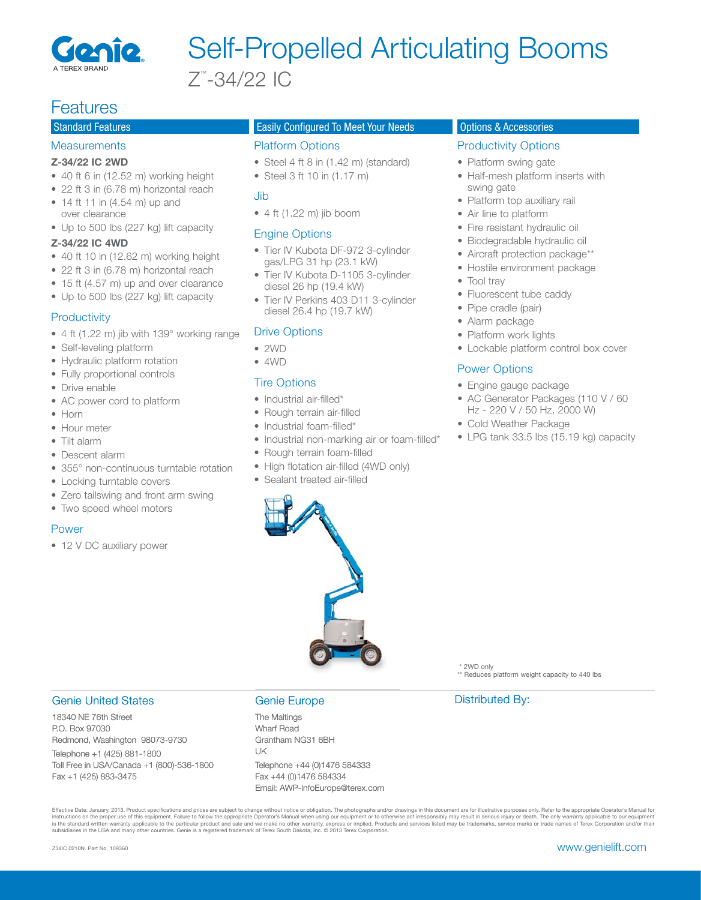# Self-Propelled Articulating Booms

Z™-34/22 IC

## Features

### Standard Features

#### Measurements

**Z-34/22 IC 2WD**

- 40 ft 6 in (12.52 m) working height
- 22 ft 3 in (6.78 m) horizontal reach
- 14 ft 11 in (4.54 m) up and over clearance
- Up to 500 lbs (227 kg) lift capacity

**Z-34/22 IC 4WD**

- 40 ft 10 in (12.62 m) working height
- 22 ft 3 in (6.78 m) horizontal reach
- 15 ft (4.57 m) up and over clearance
- Up to 500 lbs (227 kg) lift capacity

#### Productivity

- 4 ft (1.22 m) jib with 139° working range
- Self-leveling platform
- Hydraulic platform rotation
- Fully proportional controls
- Drive enable
- AC power cord to platform
- Horn
- Hour meter
- Tilt alarm
- Descent alarm
- 355° non-continuous turntable rotation
- Locking turntable covers
- Zero tailswing and front arm swing
- Two speed wheel motors

#### Power

- 12 V DC auxiliary power

### Easily Configured To Meet Your Needs

#### Platform Options

- Steel 4 ft 8 in (1.42 m) (standard)
- Steel 3 ft 10 in (1.17 m)

#### Jib

- 4 ft (1.22 m) jib boom

#### Engine Options

- Tier IV Kubota DF-972 3-cylinder gas/LPG 31 hp (23.1 kW)
- Tier IV Kubota D-1105 3-cylinder diesel 26 hp (19.4 kW)
- Tier IV Perkins 403 D11 3-cylinder diesel 26.4 hp (19.7 kW)

#### Drive Options

- 2WD
- 4WD

#### Tire Options

- Industrial air-filled*
- Rough terrain air-filled
- Industrial foam-filled*
- Industrial non-marking air or foam-filled*
- Rough terrain foam-filled
- High flotation air-filled (4WD only)
- Sealant treated air-filled

### Options & Accessories

#### Productivity Options

- Platform swing gate
- Half-mesh platform inserts with swing gate
- Platform top auxiliary rail
- Air line to platform
- Fire resistant hydraulic oil
- Biodegradable hydraulic oil
- Aircraft protection package**
- Hostile environment package
- Tool tray
- Fluorescent tube caddy
- Pipe cradle (pair)
- Alarm package
- Platform work lights
- Lockable platform control box cover

#### Power Options

- Engine gauge package
- AC Generator Packages (110 V / 60 Hz - 220 V / 50 Hz, 2000 W)
- Cold Weather Package
- LPG tank 33.5 lbs (15.19 kg) capacity

\* 2WD only
** Reduces platform weight capacity to 440 lbs

### Genie United States

18340 NE 76th Street
P.O. Box 97030
Redmond, Washington 98073-9730
Telephone +1 (425) 881-1800
Toll Free in USA/Canada +1 (800)-536-1800
Fax +1 (425) 883-3475

### Genie Europe

The Maltings
Wharf Road
Grantham NG31 6BH
UK
Telephone +44 (0)1476 584333
Fax +44 (0)1476 584334
Email: AWP-InfoEurope@terex.com

### Distributed By:

Effective Date: January, 2013. Product specifications and prices are subject to change without notice or obligation. The photographs and/or drawings in this document are for illustrative purposes only. Refer to the appropriate Operator's Manual for instructions on the proper use of this equipment. Failure to follow the appropriate Operator's Manual when using our equipment or to otherwise act irresponsibly may result in serious injury or death. The only warranty applicable to our equipment is the standard written warranty applicable to the particular product and sale and we make no other warranty, express or implied. Products and services listed may be trademarks, service marks or trade names of Terex Corporation and/or their subsidiaries in the USA and many other countries. Genie is a registered trademark of Terex South Dakota, Inc. © 2013 Terex Corporation.

Z34IC 0210N. Part No. 109360

www.genielift.com